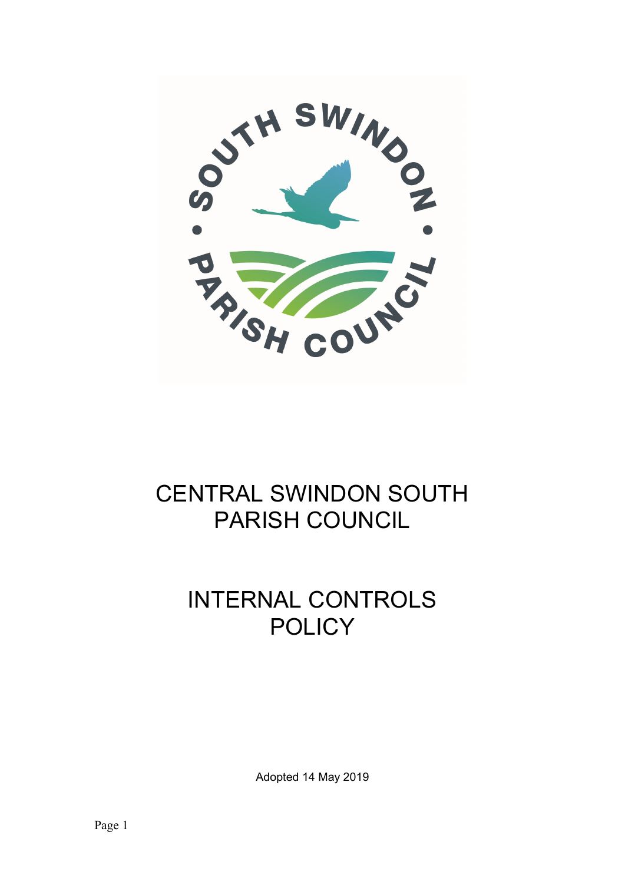# CENTRAL SWINDON SOUTH PARISH COUNCIL

# INTERNAL CONTROLS POLICY

Adopted 14 May 2019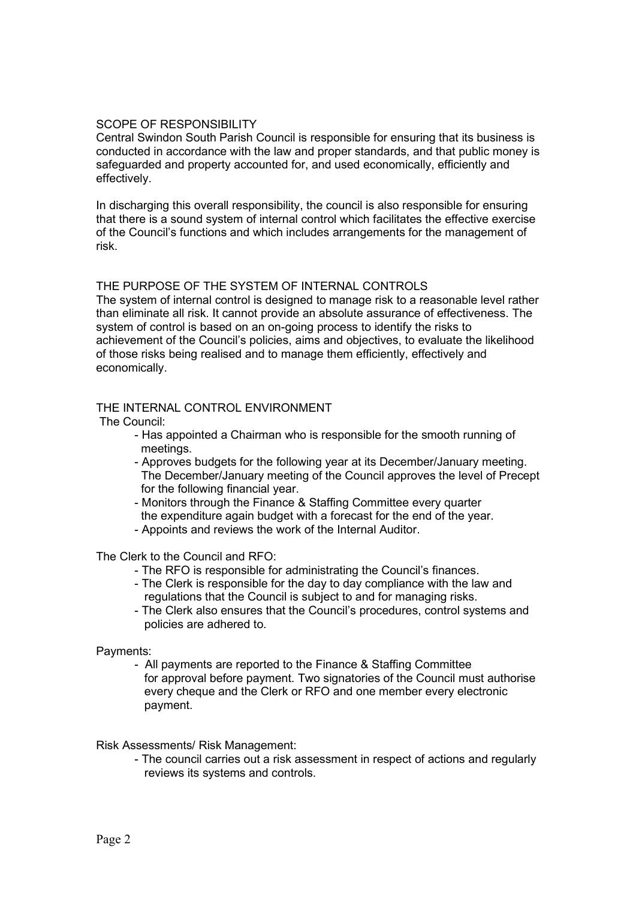## SCOPE OF RESPONSIBILITY

Central Swindon South Parish Council is responsible for ensuring that its business is conducted in accordance with the law and proper standards, and that public money is safeguarded and property accounted for, and used economically, efficiently and effectively.

In discharging this overall responsibility, the council is also responsible for ensuring that there is a sound system of internal control which facilitates the effective exercise of the Council's functions and which includes arrangements for the management of risk.

## THE PURPOSE OF THE SYSTEM OF INTERNAL CONTROLS

The system of internal control is designed to manage risk to a reasonable level rather than eliminate all risk. It cannot provide an absolute assurance of effectiveness. The system of control is based on an on-going process to identify the risks to achievement of the Council's policies, aims and objectives, to evaluate the likelihood of those risks being realised and to manage them efficiently, effectively and economically.

## THE INTERNAL CONTROL ENVIRONMENT

The Council:

- Has appointed a Chairman who is responsible for the smooth running of meetings.
- Approves budgets for the following year at its December/January meeting. The December/January meeting of the Council approves the level of Precept for the following financial year.
- Monitors through the Finance & Staffing Committee every quarter the expenditure again budget with a forecast for the end of the year.
- Appoints and reviews the work of the Internal Auditor.

The Clerk to the Council and RFO:

- The RFO is responsible for administrating the Council's finances.
- The Clerk is responsible for the day to day compliance with the law and regulations that the Council is subject to and for managing risks.
- The Clerk also ensures that the Council's procedures, control systems and policies are adhered to.

Payments:

- All payments are reported to the Finance & Staffing Committee for approval before payment. Two signatories of the Council must authorise every cheque and the Clerk or RFO and one member every electronic payment.

Risk Assessments/ Risk Management:

- The council carries out a risk assessment in respect of actions and regularly reviews its systems and controls.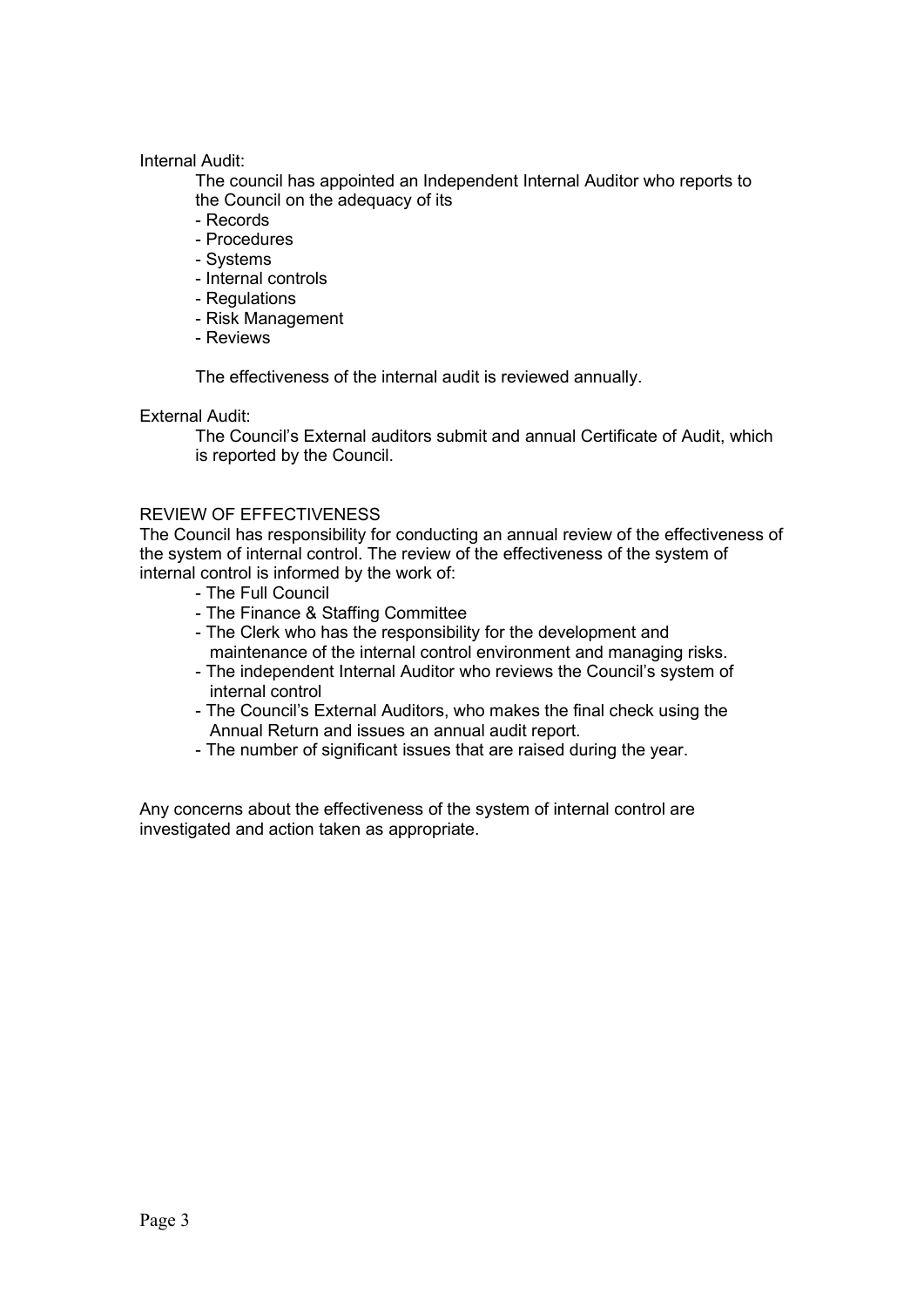Internal Audit:

The council has appointed an Independent Internal Auditor who reports to the Council on the adequacy of its

- Records
- Procedures
- Systems
- Internal controls
- Regulations
- Risk Management
- Reviews

The effectiveness of the internal audit is reviewed annually.

External Audit:

The Council's External auditors submit and annual Certificate of Audit, which is reported by the Council.

REVIEW OF EFFECTIVENESS

The Council has responsibility for conducting an annual review of the effectiveness of the system of internal control. The review of the effectiveness of the system of internal control is informed by the work of:

- The Full Council
- The Finance & Staffing Committee
- The Clerk who has the responsibility for the development and maintenance of the internal control environment and managing risks.
- The independent Internal Auditor who reviews the Council's system of internal control
- The Council's External Auditors, who makes the final check using the Annual Return and issues an annual audit report.
- The number of significant issues that are raised during the year.

Any concerns about the effectiveness of the system of internal control are investigated and action taken as appropriate.